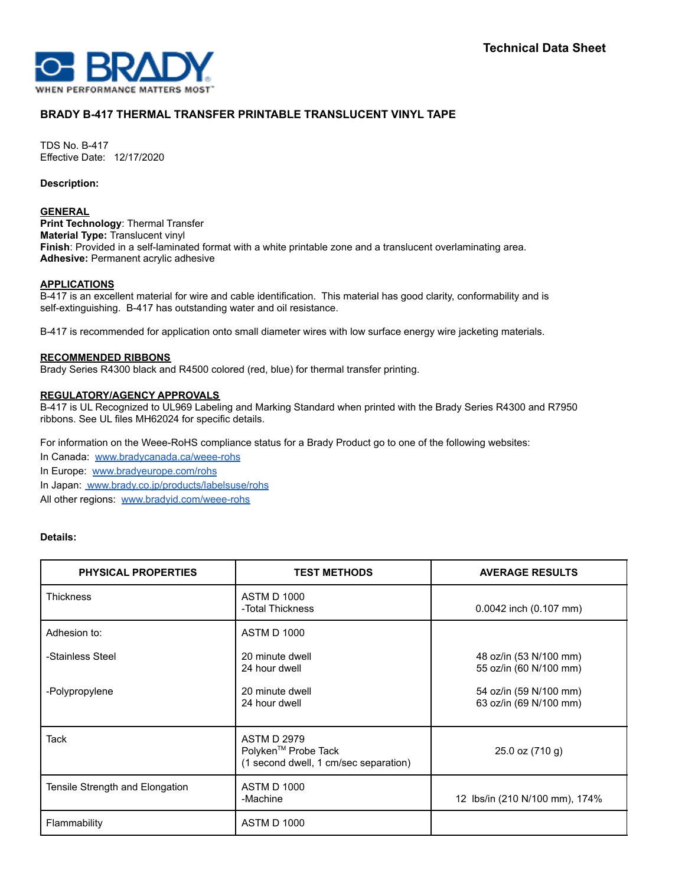Technical Data Sheet

# BRADY B-417 THERMAL TRANSFER PRINTABLE TRANSLUCENT VINYL TAPE

TDS No. B-417
Effective Date: 12/17/2020

**Description:**

## GENERAL

**Print Technology**: Thermal Transfer
**Material Type:** Translucent vinyl
**Finish**: Provided in a self-laminated format with a white printable zone and a translucent overlaminating area.
**Adhesive:** Permanent acrylic adhesive

## APPLICATIONS

B-417 is an excellent material for wire and cable identification. This material has good clarity, conformability and is self-extinguishing. B-417 has outstanding water and oil resistance.

B-417 is recommended for application onto small diameter wires with low surface energy wire jacketing materials.

## RECOMMENDED RIBBONS

Brady Series R4300 black and R4500 colored (red, blue) for thermal transfer printing.

## REGULATORY/AGENCY APPROVALS

B-417 is UL Recognized to UL969 Labeling and Marking Standard when printed with the Brady Series R4300 and R7950 ribbons. See UL files MH62024 for specific details.

For information on the Weee-RoHS compliance status for a Brady Product go to one of the following websites:
In Canada: www.bradycanada.ca/weee-rohs
In Europe: www.bradyeurope.com/rohs
In Japan: www.brady.co.jp/products/labelsuse/rohs
All other regions: www.bradyid.com/weee-rohs

**Details:**

| PHYSICAL PROPERTIES | TEST METHODS | AVERAGE RESULTS |
|---|---|---|
| Thickness | ASTM D 1000<br>-Total Thickness | 0.0042 inch (0.107 mm) |
| Adhesion to: | ASTM D 1000 | |
| -Stainless Steel | 20 minute dwell<br>24 hour dwell | 48 oz/in (53 N/100 mm)<br>55 oz/in (60 N/100 mm) |
| -Polypropylene | 20 minute dwell<br>24 hour dwell | 54 oz/in (59 N/100 mm)<br>63 oz/in (69 N/100 mm) |
| Tack | ASTM D 2979<br>Polyken™ Probe Tack<br>(1 second dwell, 1 cm/sec separation) | 25.0 oz (710 g) |
| Tensile Strength and Elongation | ASTM D 1000<br>-Machine | 12 lbs/in (210 N/100 mm), 174% |
| Flammability | ASTM D 1000 | |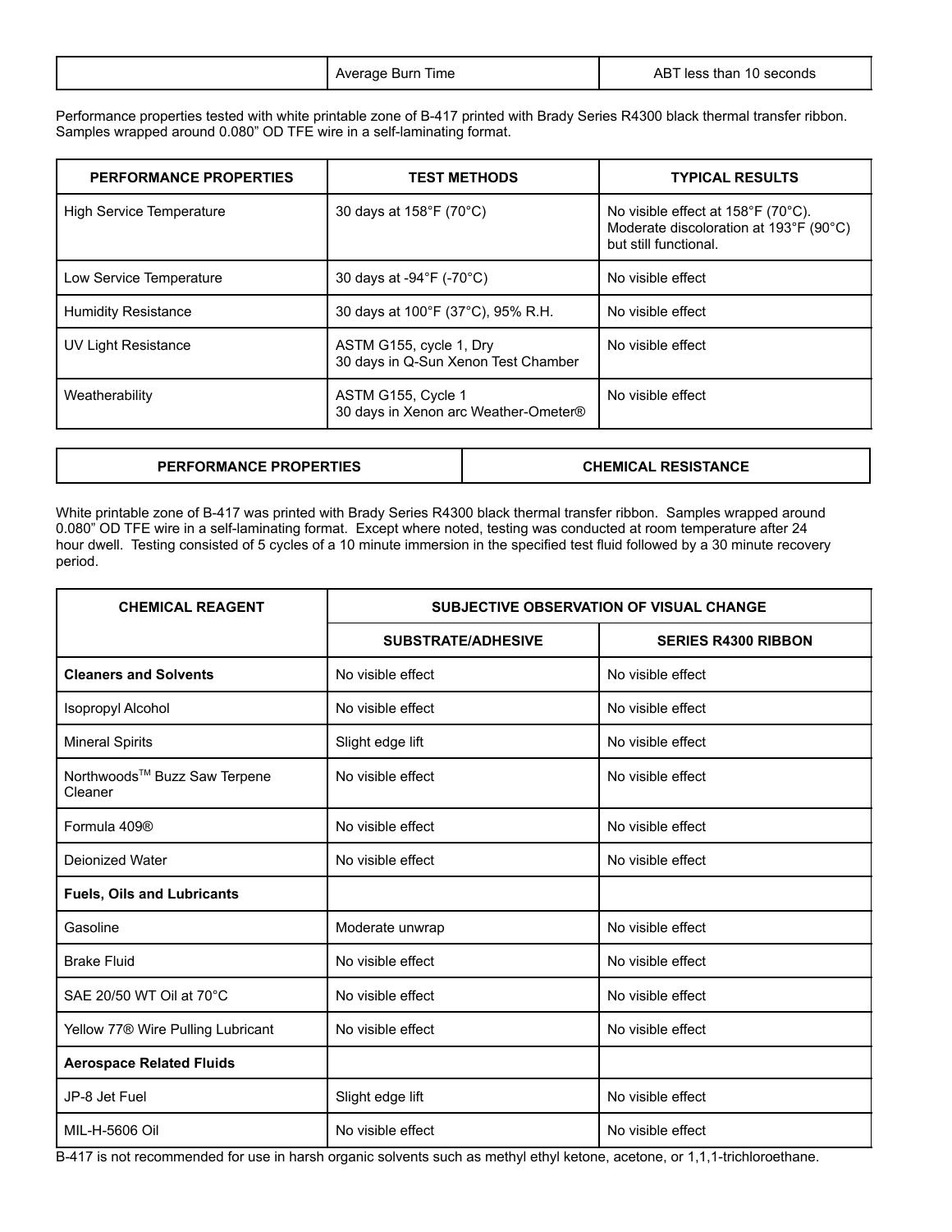| | Average Burn Time | ABT less than 10 seconds |
|---|---|---|

Performance properties tested with white printable zone of B-417 printed with Brady Series R4300 black thermal transfer ribbon. Samples wrapped around 0.080" OD TFE wire in a self-laminating format.

| PERFORMANCE PROPERTIES | TEST METHODS | TYPICAL RESULTS |
|---|---|---|
| High Service Temperature | 30 days at 158°F (70°C) | No visible effect at 158°F (70°C). Moderate discoloration at 193°F (90°C) but still functional. |
| Low Service Temperature | 30 days at -94°F (-70°C) | No visible effect |
| Humidity Resistance | 30 days at 100°F (37°C), 95% R.H. | No visible effect |
| UV Light Resistance | ASTM G155, cycle 1, Dry<br>30 days in Q-Sun Xenon Test Chamber | No visible effect |
| Weatherability | ASTM G155, Cycle 1<br>30 days in Xenon arc Weather-Ometer® | No visible effect |

| PERFORMANCE PROPERTIES | CHEMICAL RESISTANCE |
|---|---|

White printable zone of B-417 was printed with Brady Series R4300 black thermal transfer ribbon. Samples wrapped around 0.080" OD TFE wire in a self-laminating format. Except where noted, testing was conducted at room temperature after 24 hour dwell. Testing consisted of 5 cycles of a 10 minute immersion in the specified test fluid followed by a 30 minute recovery period.

| CHEMICAL REAGENT | SUBJECTIVE OBSERVATION OF VISUAL CHANGE | |
|---|---|---|
| | SUBSTRATE/ADHESIVE | SERIES R4300 RIBBON |
| **Cleaners and Solvents** | No visible effect | No visible effect |
| Isopropyl Alcohol | No visible effect | No visible effect |
| Mineral Spirits | Slight edge lift | No visible effect |
| Northwoods™ Buzz Saw Terpene Cleaner | No visible effect | No visible effect |
| Formula 409® | No visible effect | No visible effect |
| Deionized Water | No visible effect | No visible effect |
| **Fuels, Oils and Lubricants** | | |
| Gasoline | Moderate unwrap | No visible effect |
| Brake Fluid | No visible effect | No visible effect |
| SAE 20/50 WT Oil at 70°C | No visible effect | No visible effect |
| Yellow 77® Wire Pulling Lubricant | No visible effect | No visible effect |
| **Aerospace Related Fluids** | | |
| JP-8 Jet Fuel | Slight edge lift | No visible effect |
| MIL-H-5606 Oil | No visible effect | No visible effect |

B-417 is not recommended for use in harsh organic solvents such as methyl ethyl ketone, acetone, or 1,1,1-trichloroethane.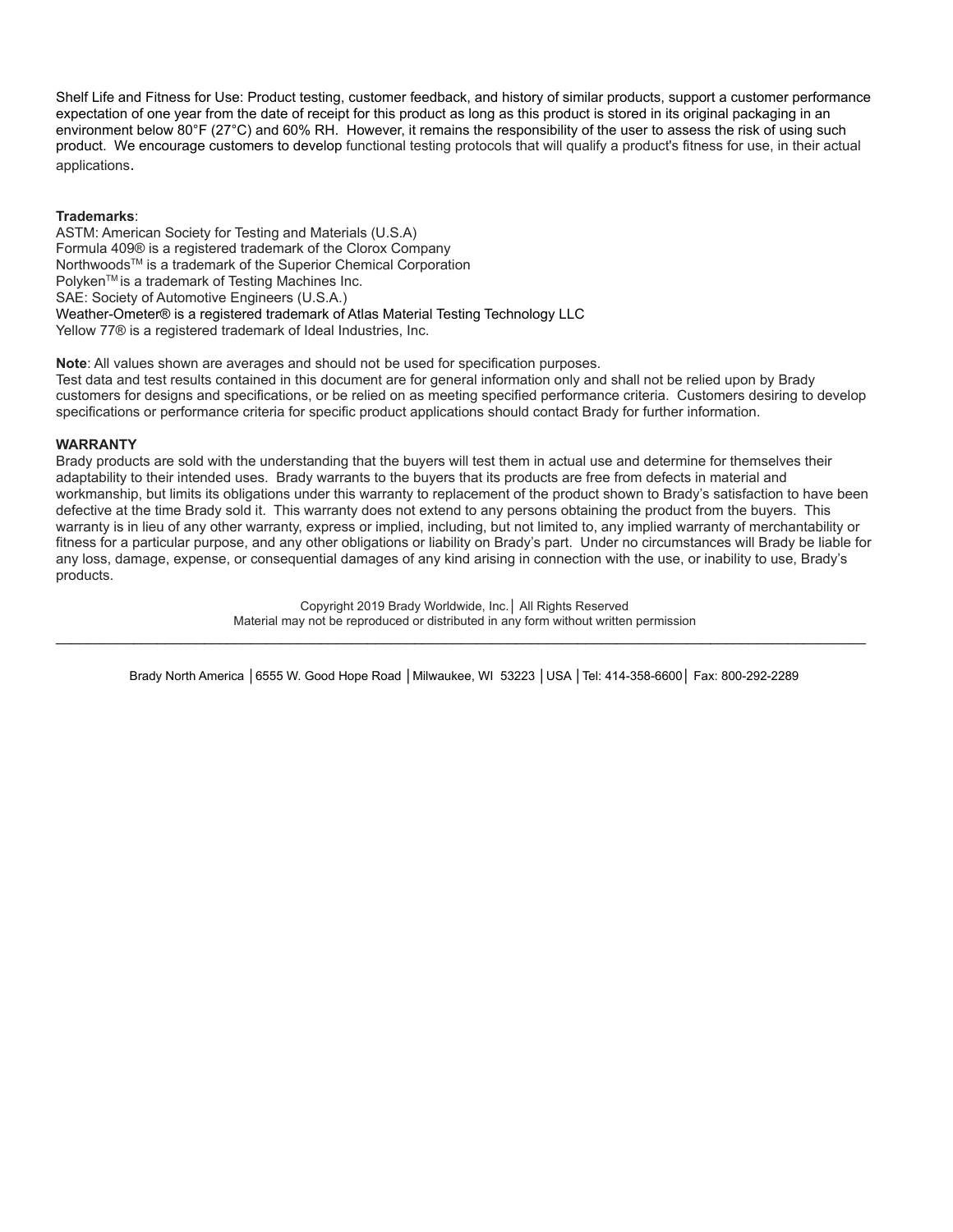Shelf Life and Fitness for Use: Product testing, customer feedback, and history of similar products, support a customer performance expectation of one year from the date of receipt for this product as long as this product is stored in its original packaging in an environment below 80°F (27°C) and 60% RH. However, it remains the responsibility of the user to assess the risk of using such product. We encourage customers to develop functional testing protocols that will qualify a product's fitness for use, in their actual applications.

**Trademarks**:
ASTM: American Society for Testing and Materials (U.S.A)
Formula 409® is a registered trademark of the Clorox Company
Northwoods™ is a trademark of the Superior Chemical Corporation
Polyken™ is a trademark of Testing Machines Inc.
SAE: Society of Automotive Engineers (U.S.A.)
Weather-Ometer® is a registered trademark of Atlas Material Testing Technology LLC
Yellow 77® is a registered trademark of Ideal Industries, Inc.

**Note**: All values shown are averages and should not be used for specification purposes.
Test data and test results contained in this document are for general information only and shall not be relied upon by Brady customers for designs and specifications, or be relied on as meeting specified performance criteria. Customers desiring to develop specifications or performance criteria for specific product applications should contact Brady for further information.

**WARRANTY**
Brady products are sold with the understanding that the buyers will test them in actual use and determine for themselves their adaptability to their intended uses. Brady warrants to the buyers that its products are free from defects in material and workmanship, but limits its obligations under this warranty to replacement of the product shown to Brady's satisfaction to have been defective at the time Brady sold it. This warranty does not extend to any persons obtaining the product from the buyers. This warranty is in lieu of any other warranty, express or implied, including, but not limited to, any implied warranty of merchantability or fitness for a particular purpose, and any other obligations or liability on Brady's part. Under no circumstances will Brady be liable for any loss, damage, expense, or consequential damages of any kind arising in connection with the use, or inability to use, Brady's products.

Copyright 2019 Brady Worldwide, Inc.│ All Rights Reserved
Material may not be reproduced or distributed in any form without written permission

---

Brady North America │6555 W. Good Hope Road │Milwaukee, WI 53223 │USA │Tel: 414-358-6600│ Fax: 800-292-2289